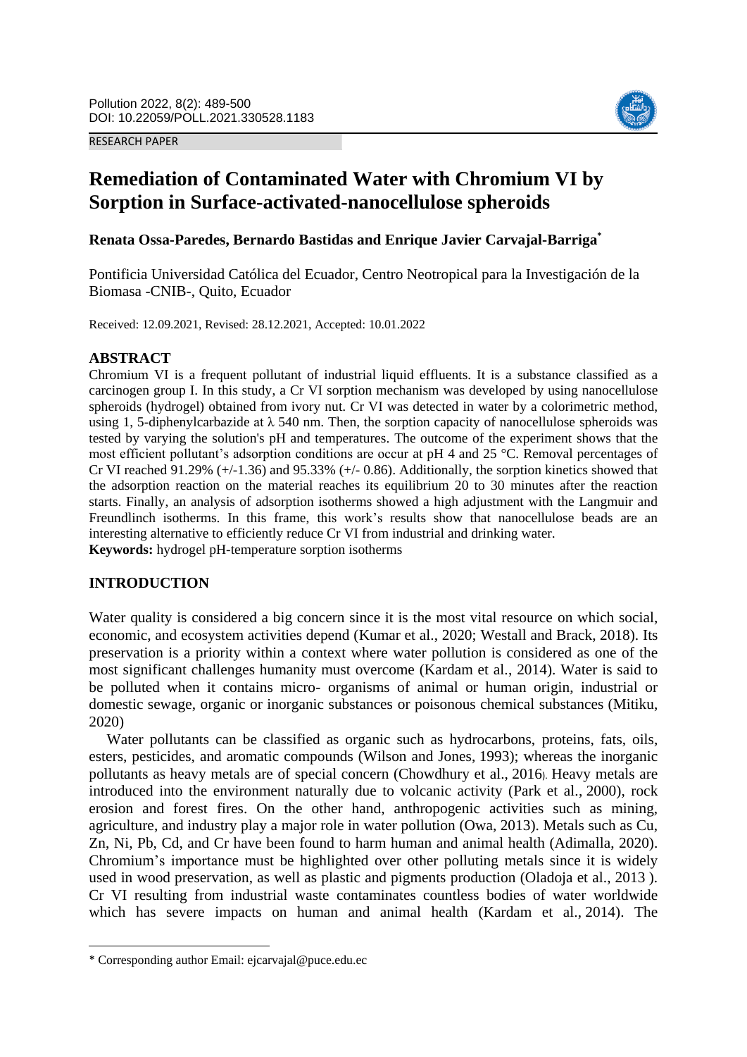RESEARCH PAPER

# Remediation of Contaminated Water with Chromium VI by Sorption in Surface-activated-nanocellulose spheroids

**Renata Ossa-Paredes, Bernardo Bastidas and Enrique Javier Carvajal-Barriga***

Pontificia Universidad Católica del Ecuador, Centro Neotropical para la Investigación de la Biomasa -CNIB-, Quito, Ecuador

Received: 12.09.2021, Revised: 28.12.2021, Accepted: 10.01.2022

## ABSTRACT

Chromium VI is a frequent pollutant of industrial liquid effluents. It is a substance classified as a carcinogen group I. In this study, a Cr VI sorption mechanism was developed by using nanocellulose spheroids (hydrogel) obtained from ivory nut. Cr VI was detected in water by a colorimetric method, using 1, 5-diphenylcarbazide at λ 540 nm. Then, the sorption capacity of nanocellulose spheroids was tested by varying the solution's pH and temperatures. The outcome of the experiment shows that the most efficient pollutant's adsorption conditions are occur at pH 4 and 25 °C. Removal percentages of Cr VI reached 91.29% (+/-1.36) and 95.33% (+/- 0.86). Additionally, the sorption kinetics showed that the adsorption reaction on the material reaches its equilibrium 20 to 30 minutes after the reaction starts. Finally, an analysis of adsorption isotherms showed a high adjustment with the Langmuir and Freundlinch isotherms. In this frame, this work's results show that nanocellulose beads are an interesting alternative to efficiently reduce Cr VI from industrial and drinking water.

**Keywords:** hydrogel pH-temperature sorption isotherms

## INTRODUCTION

Water quality is considered a big concern since it is the most vital resource on which social, economic, and ecosystem activities depend (Kumar et al., 2020; Westall and Brack, 2018). Its preservation is a priority within a context where water pollution is considered as one of the most significant challenges humanity must overcome (Kardam et al., 2014). Water is said to be polluted when it contains micro- organisms of animal or human origin, industrial or domestic sewage, organic or inorganic substances or poisonous chemical substances (Mitiku, 2020)

Water pollutants can be classified as organic such as hydrocarbons, proteins, fats, oils, esters, pesticides, and aromatic compounds (Wilson and Jones, 1993); whereas the inorganic pollutants as heavy metals are of special concern (Chowdhury et al., 2016). Heavy metals are introduced into the environment naturally due to volcanic activity (Park et al., 2000), rock erosion and forest fires. On the other hand, anthropogenic activities such as mining, agriculture, and industry play a major role in water pollution (Owa, 2013). Metals such as Cu, Zn, Ni, Pb, Cd, and Cr have been found to harm human and animal health (Adimalla, 2020). Chromium's importance must be highlighted over other polluting metals since it is widely used in wood preservation, as well as plastic and pigments production (Oladoja et al., 2013 ). Cr VI resulting from industrial waste contaminates countless bodies of water worldwide which has severe impacts on human and animal health (Kardam et al., 2014). The

* Corresponding author Email: ejcarvajal@puce.edu.ec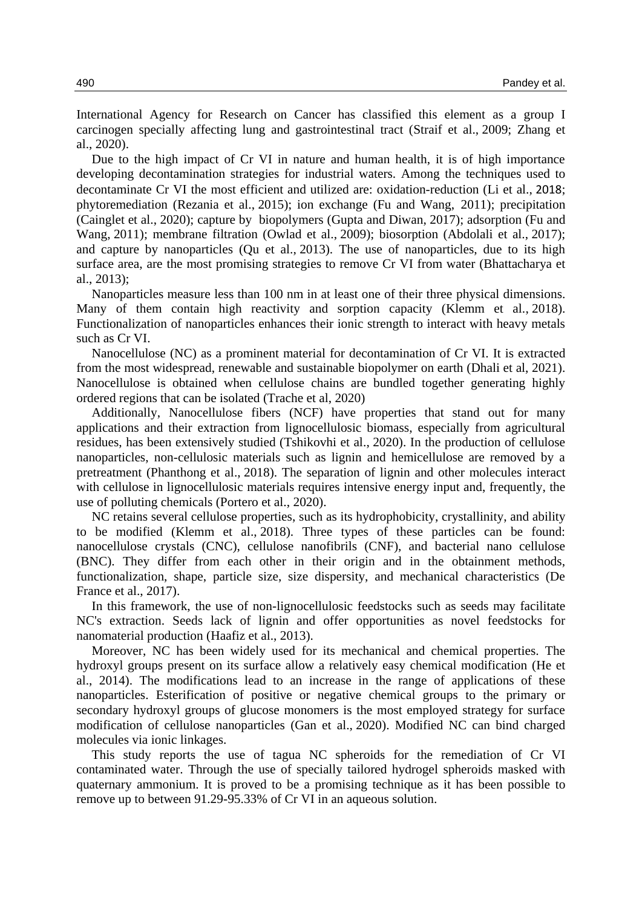International Agency for Research on Cancer has classified this element as a group I carcinogen specially affecting lung and gastrointestinal tract (Straif et al., 2009; Zhang et al., 2020).

Due to the high impact of Cr VI in nature and human health, it is of high importance developing decontamination strategies for industrial waters. Among the techniques used to decontaminate Cr VI the most efficient and utilized are: oxidation-reduction (Li et al., 2018; phytoremediation (Rezania et al., 2015); ion exchange (Fu and Wang, 2011); precipitation (Cainglet et al., 2020); capture by biopolymers (Gupta and Diwan, 2017); adsorption (Fu and Wang, 2011); membrane filtration (Owlad et al., 2009); biosorption (Abdolali et al., 2017); and capture by nanoparticles (Qu et al., 2013). The use of nanoparticles, due to its high surface area, are the most promising strategies to remove Cr VI from water (Bhattacharya et al., 2013);

Nanoparticles measure less than 100 nm in at least one of their three physical dimensions. Many of them contain high reactivity and sorption capacity (Klemm et al., 2018). Functionalization of nanoparticles enhances their ionic strength to interact with heavy metals such as Cr VI.

Nanocellulose (NC) as a prominent material for decontamination of Cr VI. It is extracted from the most widespread, renewable and sustainable biopolymer on earth (Dhali et al, 2021). Nanocellulose is obtained when cellulose chains are bundled together generating highly ordered regions that can be isolated (Trache et al, 2020)

Additionally, Nanocellulose fibers (NCF) have properties that stand out for many applications and their extraction from lignocellulosic biomass, especially from agricultural residues, has been extensively studied (Tshikovhi et al., 2020). In the production of cellulose nanoparticles, non-cellulosic materials such as lignin and hemicellulose are removed by a pretreatment (Phanthong et al., 2018). The separation of lignin and other molecules interact with cellulose in lignocellulosic materials requires intensive energy input and, frequently, the use of polluting chemicals (Portero et al., 2020).

NC retains several cellulose properties, such as its hydrophobicity, crystallinity, and ability to be modified (Klemm et al., 2018). Three types of these particles can be found: nanocellulose crystals (CNC), cellulose nanofibrils (CNF), and bacterial nano cellulose (BNC). They differ from each other in their origin and in the obtainment methods, functionalization, shape, particle size, size dispersity, and mechanical characteristics (De France et al., 2017).

In this framework, the use of non-lignocellulosic feedstocks such as seeds may facilitate NC's extraction. Seeds lack of lignin and offer opportunities as novel feedstocks for nanomaterial production (Haafiz et al., 2013).

Moreover, NC has been widely used for its mechanical and chemical properties. The hydroxyl groups present on its surface allow a relatively easy chemical modification (He et al., 2014). The modifications lead to an increase in the range of applications of these nanoparticles. Esterification of positive or negative chemical groups to the primary or secondary hydroxyl groups of glucose monomers is the most employed strategy for surface modification of cellulose nanoparticles (Gan et al., 2020). Modified NC can bind charged molecules via ionic linkages.

This study reports the use of tagua NC spheroids for the remediation of Cr VI contaminated water. Through the use of specially tailored hydrogel spheroids masked with quaternary ammonium. It is proved to be a promising technique as it has been possible to remove up to between 91.29-95.33% of Cr VI in an aqueous solution.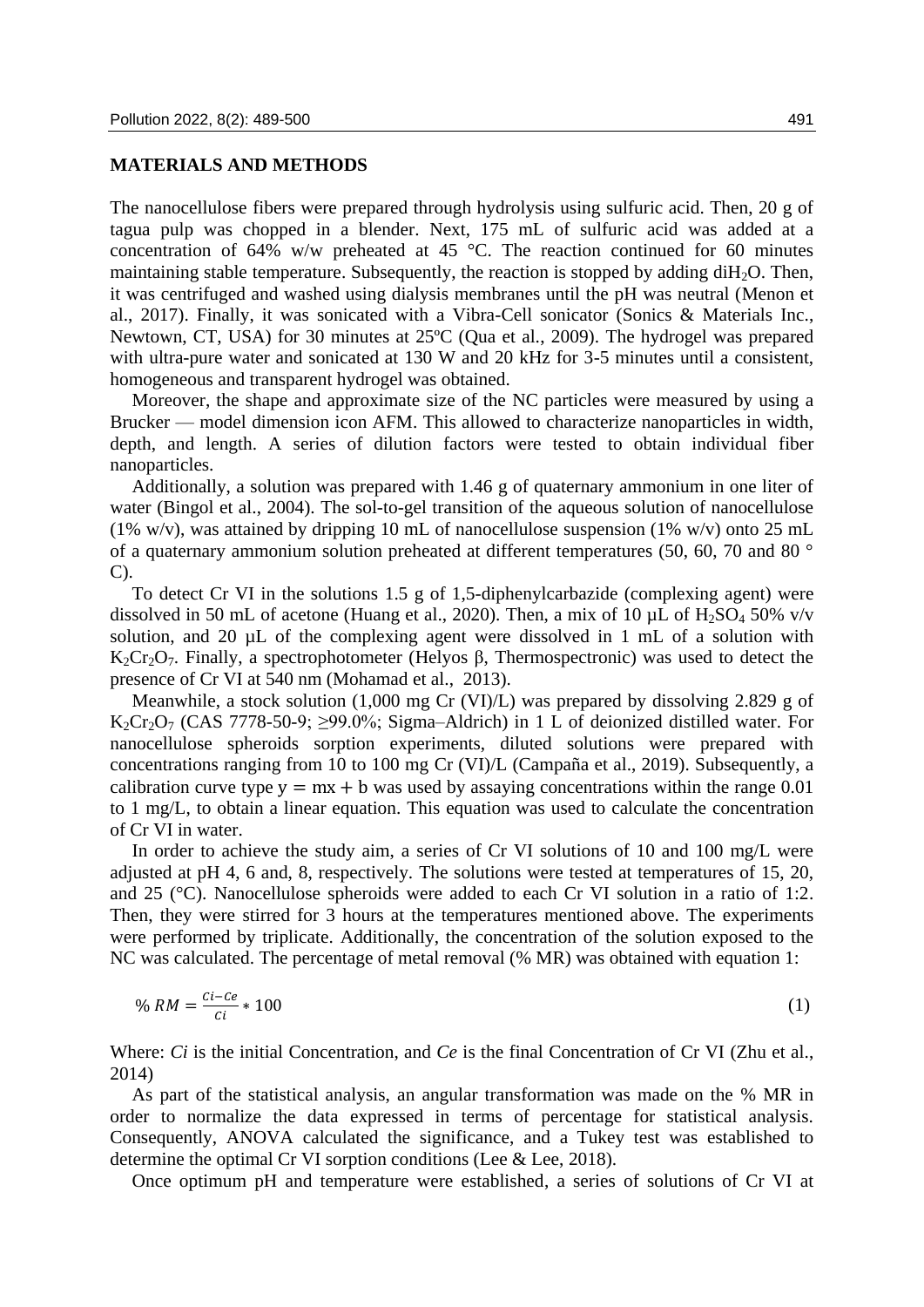## MATERIALS AND METHODS

The nanocellulose fibers were prepared through hydrolysis using sulfuric acid. Then, 20 g of tagua pulp was chopped in a blender. Next, 175 mL of sulfuric acid was added at a concentration of 64% w/w preheated at 45 °C. The reaction continued for 60 minutes maintaining stable temperature. Subsequently, the reaction is stopped by adding di$H_2O$. Then, it was centrifuged and washed using dialysis membranes until the pH was neutral (Menon et al., 2017). Finally, it was sonicated with a Vibra-Cell sonicator (Sonics & Materials Inc., Newtown, CT, USA) for 30 minutes at 25ºC (Qua et al., 2009). The hydrogel was prepared with ultra-pure water and sonicated at 130 W and 20 kHz for 3-5 minutes until a consistent, homogeneous and transparent hydrogel was obtained.

Moreover, the shape and approximate size of the NC particles were measured by using a Brucker — model dimension icon AFM. This allowed to characterize nanoparticles in width, depth, and length. A series of dilution factors were tested to obtain individual fiber nanoparticles.

Additionally, a solution was prepared with 1.46 g of quaternary ammonium in one liter of water (Bingol et al., 2004). The sol-to-gel transition of the aqueous solution of nanocellulose (1% w/v), was attained by dripping 10 mL of nanocellulose suspension (1% w/v) onto 25 mL of a quaternary ammonium solution preheated at different temperatures (50, 60, 70 and 80 ° C).

To detect Cr VI in the solutions 1.5 g of 1,5-diphenylcarbazide (complexing agent) were dissolved in 50 mL of acetone (Huang et al., 2020). Then, a mix of 10 µL of $H_2SO_4$ 50% v/v solution, and 20 µL of the complexing agent were dissolved in 1 mL of a solution with $K_2Cr_2O_7$. Finally, a spectrophotometer (Helyos β, Thermospectronic) was used to detect the presence of Cr VI at 540 nm (Mohamad et al., 2013).

Meanwhile, a stock solution (1,000 mg Cr (VI)/L) was prepared by dissolving 2.829 g of $K_2Cr_2O_7$ (CAS 7778-50-9; ≥99.0%; Sigma–Aldrich) in 1 L of deionized distilled water. For nanocellulose spheroids sorption experiments, diluted solutions were prepared with concentrations ranging from 10 to 100 mg Cr (VI)/L (Campaña et al., 2019). Subsequently, a calibration curve type $y = mx + b$ was used by assaying concentrations within the range 0.01 to 1 mg/L, to obtain a linear equation. This equation was used to calculate the concentration of Cr VI in water.

In order to achieve the study aim, a series of Cr VI solutions of 10 and 100 mg/L were adjusted at pH 4, 6 and, 8, respectively. The solutions were tested at temperatures of 15, 20, and 25 (°C). Nanocellulose spheroids were added to each Cr VI solution in a ratio of 1:2. Then, they were stirred for 3 hours at the temperatures mentioned above. The experiments were performed by triplicate. Additionally, the concentration of the solution exposed to the NC was calculated. The percentage of metal removal (% MR) was obtained with equation 1:

$$\%\,RM = \frac{Ci - Ce}{Ci} * 100 \tag{1}$$

Where: *Ci* is the initial Concentration, and *Ce* is the final Concentration of Cr VI (Zhu et al., 2014)

As part of the statistical analysis, an angular transformation was made on the % MR in order to normalize the data expressed in terms of percentage for statistical analysis. Consequently, ANOVA calculated the significance, and a Tukey test was established to determine the optimal Cr VI sorption conditions (Lee & Lee, 2018).

Once optimum pH and temperature were established, a series of solutions of Cr VI at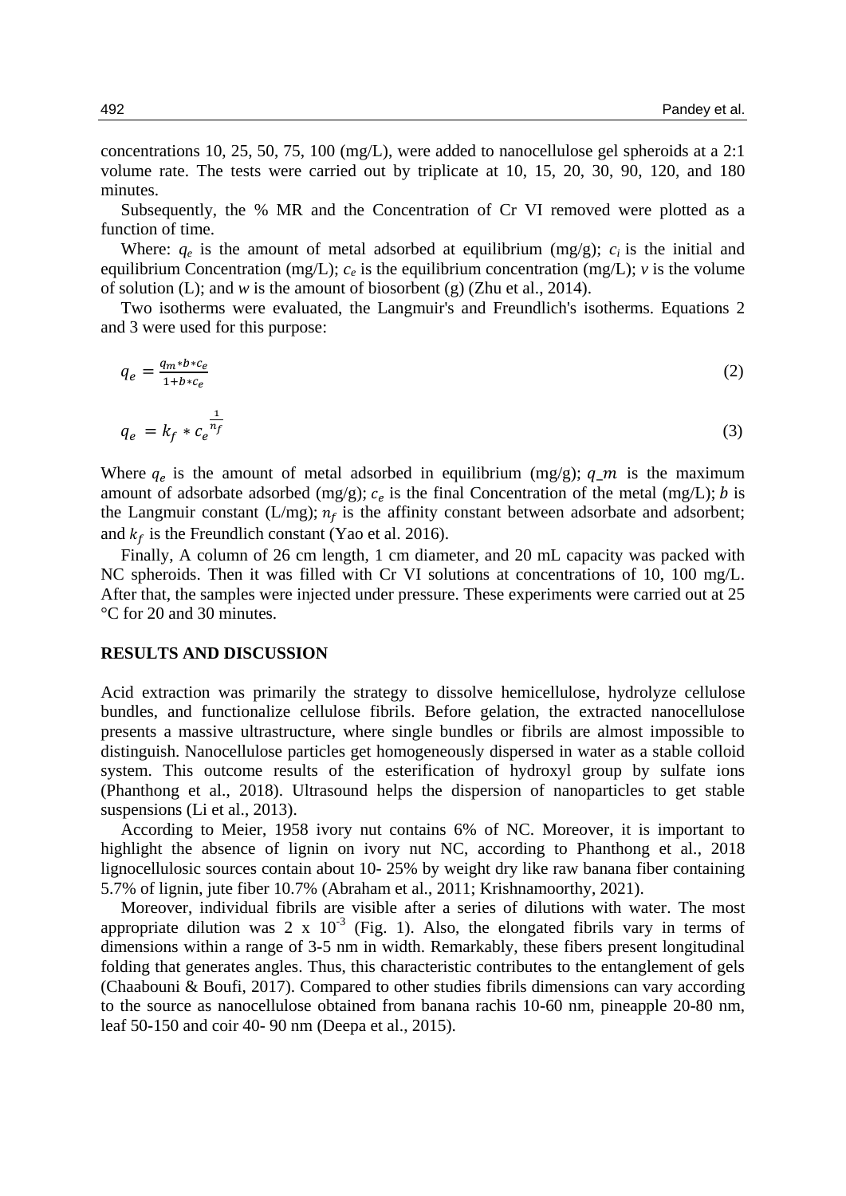concentrations 10, 25, 50, 75, 100 (mg/L), were added to nanocellulose gel spheroids at a 2:1 volume rate. The tests were carried out by triplicate at 10, 15, 20, 30, 90, 120, and 180 minutes.

Subsequently, the % MR and the Concentration of Cr VI removed were plotted as a function of time.

Where: $q_e$ is the amount of metal adsorbed at equilibrium (mg/g); $c_i$ is the initial and equilibrium Concentration (mg/L); $c_e$ is the equilibrium concentration (mg/L); $v$ is the volume of solution (L); and $w$ is the amount of biosorbent (g) (Zhu et al., 2014).

Two isotherms were evaluated, the Langmuir's and Freundlich's isotherms. Equations 2 and 3 were used for this purpose:

$$q_e = \frac{q_m * b * c_e}{1 + b * c_e} \tag{2}$$

$$q_e = k_f * c_e^{\frac{1}{n_f}} \tag{3}$$

Where $q_e$ is the amount of metal adsorbed in equilibrium (mg/g); $q\_m$ is the maximum amount of adsorbate adsorbed (mg/g); $c_e$ is the final Concentration of the metal (mg/L); $b$ is the Langmuir constant (L/mg); $n_f$ is the affinity constant between adsorbate and adsorbent; and $k_f$ is the Freundlich constant (Yao et al. 2016).

Finally, A column of 26 cm length, 1 cm diameter, and 20 mL capacity was packed with NC spheroids. Then it was filled with Cr VI solutions at concentrations of 10, 100 mg/L. After that, the samples were injected under pressure. These experiments were carried out at 25 °C for 20 and 30 minutes.

## RESULTS AND DISCUSSION

Acid extraction was primarily the strategy to dissolve hemicellulose, hydrolyze cellulose bundles, and functionalize cellulose fibrils. Before gelation, the extracted nanocellulose presents a massive ultrastructure, where single bundles or fibrils are almost impossible to distinguish. Nanocellulose particles get homogeneously dispersed in water as a stable colloid system. This outcome results of the esterification of hydroxyl group by sulfate ions (Phanthong et al., 2018). Ultrasound helps the dispersion of nanoparticles to get stable suspensions (Li et al., 2013).

According to Meier, 1958 ivory nut contains 6% of NC. Moreover, it is important to highlight the absence of lignin on ivory nut NC, according to Phanthong et al., 2018 lignocellulosic sources contain about 10- 25% by weight dry like raw banana fiber containing 5.7% of lignin, jute fiber 10.7% (Abraham et al., 2011; Krishnamoorthy, 2021).

Moreover, individual fibrils are visible after a series of dilutions with water. The most appropriate dilution was $2 \times 10^{-3}$ (Fig. 1). Also, the elongated fibrils vary in terms of dimensions within a range of 3-5 nm in width. Remarkably, these fibers present longitudinal folding that generates angles. Thus, this characteristic contributes to the entanglement of gels (Chaabouni & Boufi, 2017). Compared to other studies fibrils dimensions can vary according to the source as nanocellulose obtained from banana rachis 10-60 nm, pineapple 20-80 nm, leaf 50-150 and coir 40- 90 nm (Deepa et al., 2015).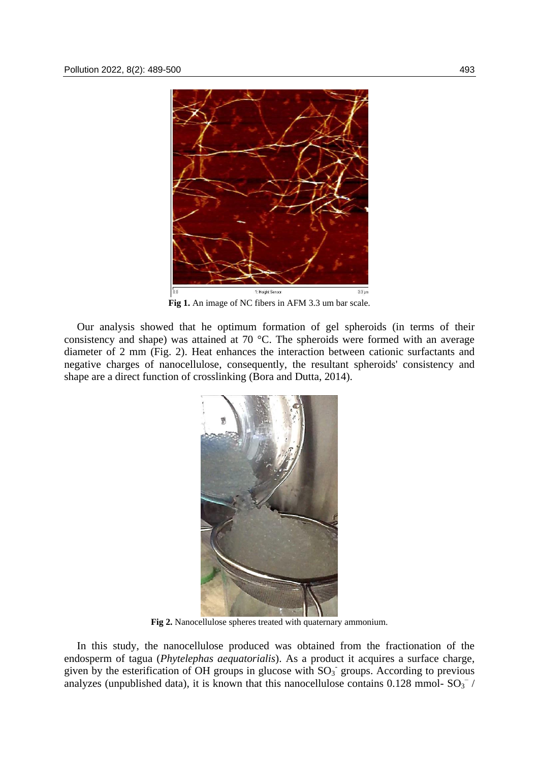0.0 1: Height Sensor 3.3 µm

**Fig 1.** An image of NC fibers in AFM 3.3 um bar scale.

Our analysis showed that he optimum formation of gel spheroids (in terms of their consistency and shape) was attained at 70 °C. The spheroids were formed with an average diameter of 2 mm (Fig. 2). Heat enhances the interaction between cationic surfactants and negative charges of nanocellulose, consequently, the resultant spheroids' consistency and shape are a direct function of crosslinking (Bora and Dutta, 2014).

**Fig 2.** Nanocellulose spheres treated with quaternary ammonium.

In this study, the nanocellulose produced was obtained from the fractionation of the endosperm of tagua (*Phytelephas aequatorialis*). As a product it acquires a surface charge, given by the esterification of OH groups in glucose with $SO_3^-$ groups. According to previous analyzes (unpublished data), it is known that this nanocellulose contains 0.128 mmol- $SO_3^-$ /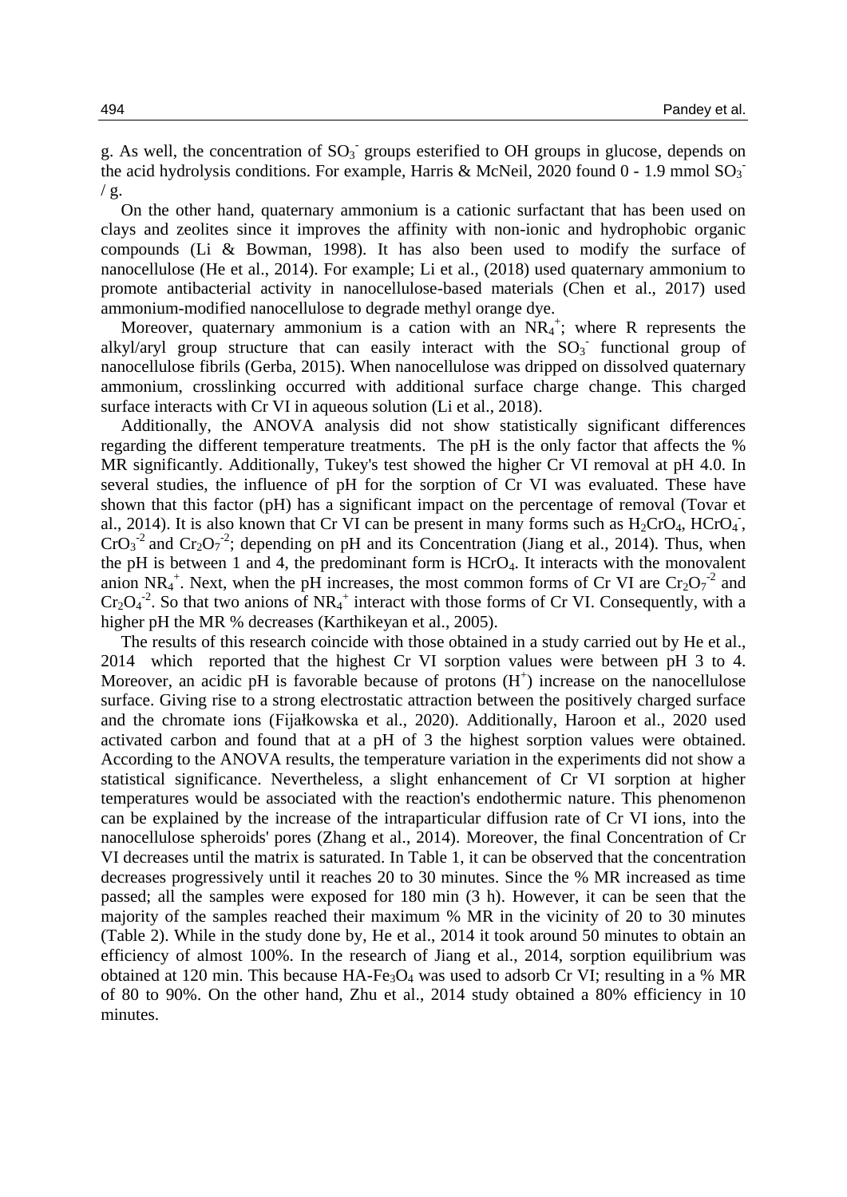g. As well, the concentration of $SO_3^-$ groups esterified to OH groups in glucose, depends on the acid hydrolysis conditions. For example, Harris & McNeil, 2020 found 0 - 1.9 mmol $SO_3^-$ / g.

On the other hand, quaternary ammonium is a cationic surfactant that has been used on clays and zeolites since it improves the affinity with non-ionic and hydrophobic organic compounds (Li & Bowman, 1998). It has also been used to modify the surface of nanocellulose (He et al., 2014). For example; Li et al., (2018) used quaternary ammonium to promote antibacterial activity in nanocellulose-based materials (Chen et al., 2017) used ammonium-modified nanocellulose to degrade methyl orange dye.

Moreover, quaternary ammonium is a cation with an $NR_4^+$; where R represents the alkyl/aryl group structure that can easily interact with the $SO_3^-$ functional group of nanocellulose fibrils (Gerba, 2015). When nanocellulose was dripped on dissolved quaternary ammonium, crosslinking occurred with additional surface charge change. This charged surface interacts with Cr VI in aqueous solution (Li et al., 2018).

Additionally, the ANOVA analysis did not show statistically significant differences regarding the different temperature treatments. The pH is the only factor that affects the % MR significantly. Additionally, Tukey's test showed the higher Cr VI removal at pH 4.0. In several studies, the influence of pH for the sorption of Cr VI was evaluated. These have shown that this factor (pH) has a significant impact on the percentage of removal (Tovar et al., 2014). It is also known that Cr VI can be present in many forms such as $H_2CrO_4$, $HCrO_4^-$, $CrO_3^{-2}$ and $Cr_2O_7^{-2}$; depending on pH and its Concentration (Jiang et al., 2014). Thus, when the pH is between 1 and 4, the predominant form is $HCrO_4$. It interacts with the monovalent anion $NR_4^+$. Next, when the pH increases, the most common forms of Cr VI are $Cr_2O_7^{-2}$ and $Cr_2O_4^{-2}$. So that two anions of $NR_4^+$ interact with those forms of Cr VI. Consequently, with a higher pH the MR % decreases (Karthikeyan et al., 2005).

The results of this research coincide with those obtained in a study carried out by He et al., 2014 which reported that the highest Cr VI sorption values were between pH 3 to 4. Moreover, an acidic pH is favorable because of protons ($H^+$) increase on the nanocellulose surface. Giving rise to a strong electrostatic attraction between the positively charged surface and the chromate ions (Fijałkowska et al., 2020). Additionally, Haroon et al., 2020 used activated carbon and found that at a pH of 3 the highest sorption values were obtained. According to the ANOVA results, the temperature variation in the experiments did not show a statistical significance. Nevertheless, a slight enhancement of Cr VI sorption at higher temperatures would be associated with the reaction's endothermic nature. This phenomenon can be explained by the increase of the intraparticular diffusion rate of Cr VI ions, into the nanocellulose spheroids' pores (Zhang et al., 2014). Moreover, the final Concentration of Cr VI decreases until the matrix is saturated. In Table 1, it can be observed that the concentration decreases progressively until it reaches 20 to 30 minutes. Since the % MR increased as time passed; all the samples were exposed for 180 min (3 h). However, it can be seen that the majority of the samples reached their maximum % MR in the vicinity of 20 to 30 minutes (Table 2). While in the study done by, He et al., 2014 it took around 50 minutes to obtain an efficiency of almost 100%. In the research of Jiang et al., 2014, sorption equilibrium was obtained at 120 min. This because HA-$Fe_3O_4$ was used to adsorb Cr VI; resulting in a % MR of 80 to 90%. On the other hand, Zhu et al., 2014 study obtained a 80% efficiency in 10 minutes.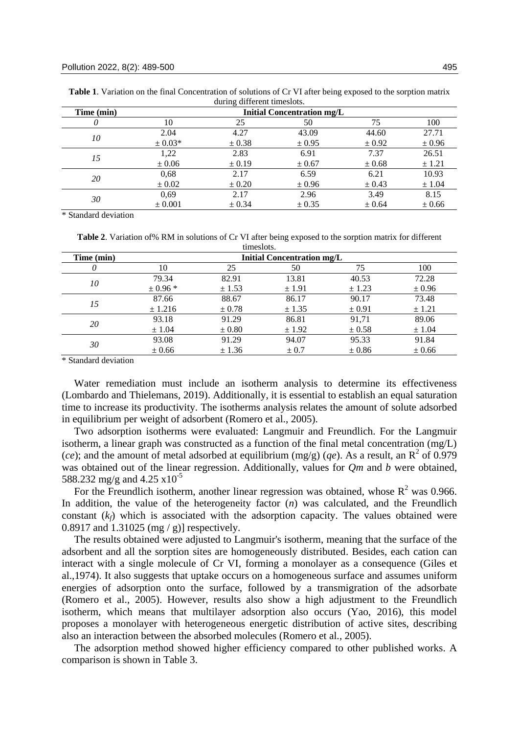**Table 1**. Variation on the final Concentration of solutions of Cr VI after being exposed to the sorption matrix during different timeslots.

| Time (min) | Initial Concentration mg/L | | | | |
|---|---|---|---|---|---|
| *0* | 10 | 25 | 50 | 75 | 100 |
| *10* | 2.04 ± 0.03* | 4.27 ± 0.38 | 43.09 ± 0.95 | 44.60 ± 0.92 | 27.71 ± 0.96 |
| *15* | 1,22 ± 0.06 | 2.83 ± 0.19 | 6.91 ± 0.67 | 7.37 ± 0.68 | 26.51 ± 1.21 |
| *20* | 0,68 ± 0.02 | 2.17 ± 0.20 | 6.59 ± 0.96 | 6.21 ± 0.43 | 10.93 ± 1.04 |
| *30* | 0,69 ± 0.001 | 2.17 ± 0.34 | 2.96 ± 0.35 | 3.49 ± 0.64 | 8.15 ± 0.66 |

\* Standard deviation

**Table 2**. Variation of% RM in solutions of Cr VI after being exposed to the sorption matrix for different timeslots.

| Time (min) | Initial Concentration mg/L | | | | |
|---|---|---|---|---|---|
| *0* | 10 | 25 | 50 | 75 | 100 |
| *10* | 79.34 ± 0.96 * | 82.91 ± 1.53 | 13.81 ± 1.91 | 40.53 ± 1.23 | 72.28 ± 0.96 |
| *15* | 87.66 ± 1.216 | 88.67 ± 0.78 | 86.17 ± 1.35 | 90.17 ± 0.91 | 73.48 ± 1.21 |
| *20* | 93.18 ± 1.04 | 91.29 ± 0.80 | 86.81 ± 1.92 | 91,71 ± 0.58 | 89.06 ± 1.04 |
| *30* | 93.08 ± 0.66 | 91.29 ± 1.36 | 94.07 ± 0.7 | 95.33 ± 0.86 | 91.84 ± 0.66 |

\* Standard deviation

Water remediation must include an isotherm analysis to determine its effectiveness (Lombardo and Thielemans, 2019). Additionally, it is essential to establish an equal saturation time to increase its productivity. The isotherms analysis relates the amount of solute adsorbed in equilibrium per weight of adsorbent (Romero et al., 2005).

Two adsorption isotherms were evaluated: Langmuir and Freundlich. For the Langmuir isotherm, a linear graph was constructed as a function of the final metal concentration (mg/L) (*ce*); and the amount of metal adsorbed at equilibrium (mg/g) (*qe*). As a result, an $R^2$ of 0.979 was obtained out of the linear regression. Additionally, values for *Qm* and *b* were obtained, 588.232 mg/g and $4.25 \times 10^{-5}$

For the Freundlich isotherm, another linear regression was obtained, whose $R^2$ was 0.966. In addition, the value of the heterogeneity factor ($n$) was calculated, and the Freundlich constant ($k_f$) which is associated with the adsorption capacity. The values obtained were 0.8917 and 1.31025 (mg / g)] respectively.

The results obtained were adjusted to Langmuir's isotherm, meaning that the surface of the adsorbent and all the sorption sites are homogeneously distributed. Besides, each cation can interact with a single molecule of Cr VI, forming a monolayer as a consequence (Giles et al.,1974). It also suggests that uptake occurs on a homogeneous surface and assumes uniform energies of adsorption onto the surface, followed by a transmigration of the adsorbate (Romero et al., 2005). However, results also show a high adjustment to the Freundlich isotherm, which means that multilayer adsorption also occurs (Yao, 2016), this model proposes a monolayer with heterogeneous energetic distribution of active sites, describing also an interaction between the absorbed molecules (Romero et al., 2005).

The adsorption method showed higher efficiency compared to other published works. A comparison is shown in Table 3.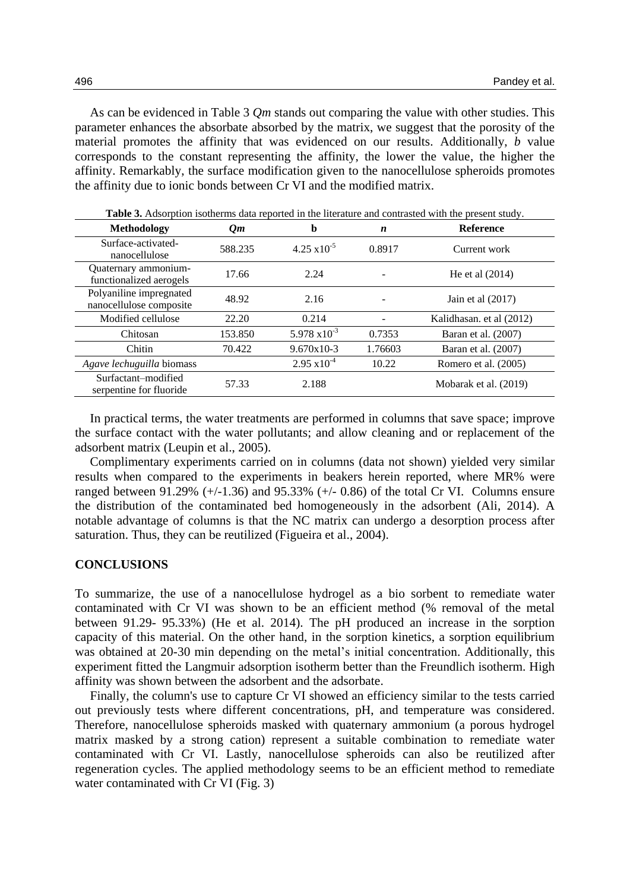As can be evidenced in Table 3 *Qm* stands out comparing the value with other studies. This parameter enhances the absorbate absorbed by the matrix, we suggest that the porosity of the material promotes the affinity that was evidenced on our results. Additionally, *b* value corresponds to the constant representing the affinity, the lower the value, the higher the affinity. Remarkably, the surface modification given to the nanocellulose spheroids promotes the affinity due to ionic bonds between Cr VI and the modified matrix.

**Table 3.** Adsorption isotherms data reported in the literature and contrasted with the present study.

| Methodology | *Qm* | b | *n* | Reference |
|---|---|---|---|---|
| Surface-activated-nanocellulose | 588.235 | $4.25 \times 10^{-5}$ | 0.8917 | Current work |
| Quaternary ammonium-functionalized aerogels | 17.66 | 2.24 | - | He et al (2014) |
| Polyaniline impregnated nanocellulose composite | 48.92 | 2.16 | - | Jain et al (2017) |
| Modified cellulose | 22.20 | 0.214 | - | Kalidhasan. et al (2012) |
| Chitosan | 153.850 | $5.978 \times 10^{-3}$ | 0.7353 | Baran et al. (2007) |
| Chitin | 70.422 | 9.670x10-3 | 1.76603 | Baran et al. (2007) |
| *Agave lechuguilla* biomass | | $2.95 \times 10^{-4}$ | 10.22 | Romero et al. (2005) |
| Surfactant–modified serpentine for fluoride | 57.33 | 2.188 | | Mobarak et al. (2019) |

In practical terms, the water treatments are performed in columns that save space; improve the surface contact with the water pollutants; and allow cleaning and or replacement of the adsorbent matrix (Leupin et al., 2005).

Complimentary experiments carried on in columns (data not shown) yielded very similar results when compared to the experiments in beakers herein reported, where MR% were ranged between 91.29% (+/-1.36) and 95.33% (+/- 0.86) of the total Cr VI. Columns ensure the distribution of the contaminated bed homogeneously in the adsorbent (Ali, 2014). A notable advantage of columns is that the NC matrix can undergo a desorption process after saturation. Thus, they can be reutilized (Figueira et al., 2004).

## CONCLUSIONS

To summarize, the use of a nanocellulose hydrogel as a bio sorbent to remediate water contaminated with Cr VI was shown to be an efficient method (% removal of the metal between 91.29- 95.33%) (He et al. 2014). The pH produced an increase in the sorption capacity of this material. On the other hand, in the sorption kinetics, a sorption equilibrium was obtained at 20-30 min depending on the metal's initial concentration. Additionally, this experiment fitted the Langmuir adsorption isotherm better than the Freundlich isotherm. High affinity was shown between the adsorbent and the adsorbate.

Finally, the column's use to capture Cr VI showed an efficiency similar to the tests carried out previously tests where different concentrations, pH, and temperature was considered. Therefore, nanocellulose spheroids masked with quaternary ammonium (a porous hydrogel matrix masked by a strong cation) represent a suitable combination to remediate water contaminated with Cr VI. Lastly, nanocellulose spheroids can also be reutilized after regeneration cycles. The applied methodology seems to be an efficient method to remediate water contaminated with Cr VI (Fig. 3)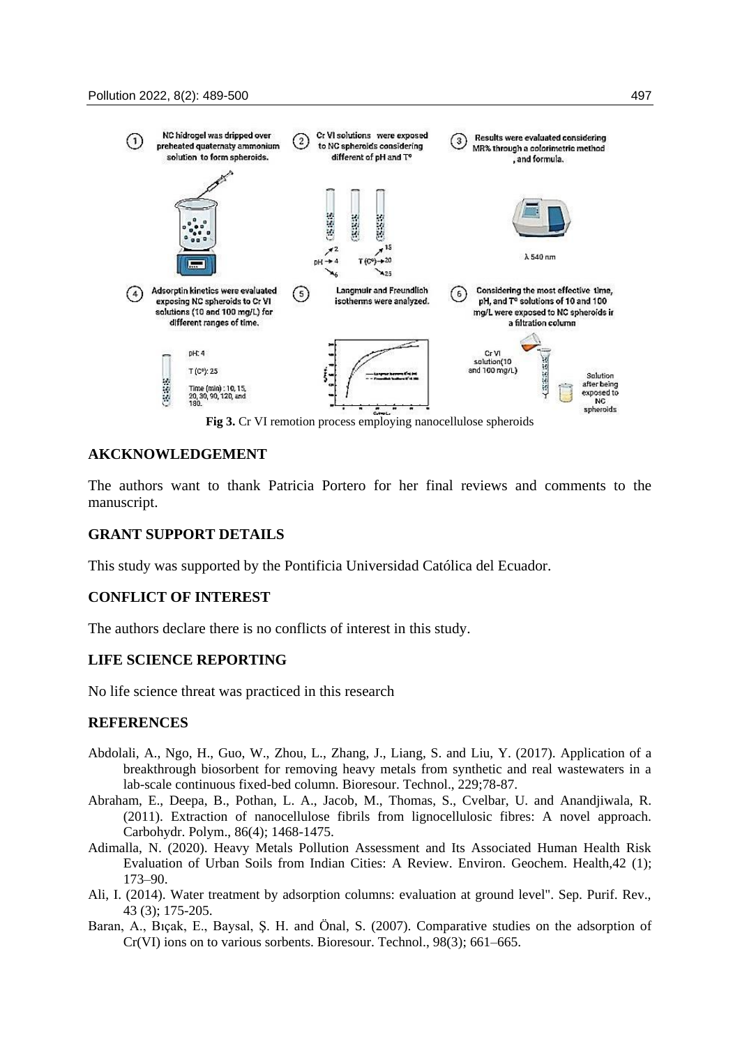1 NC hidrogel was dripped over preheated quaternaty ammonium solution to form spheroids.

2 Cr VI solutions were exposed to NC spheroids considering different of pH and T°

3 Results were evaluated considering MR% through a colorimetric method , and formula.

pH → 2, 4, 6

T (C°) → 15, 20, 25

λ 540 nm

4 Adsorptin kinetics were evaluated exposing NC spheroids to Cr VI solutions (10 and 100 mg/L) for different ranges of time.

5 Langmuir and Freundlich isotherms were analyzed.

6 Considering the most effective time, pH, and T° solutions of 10 and 100 mg/L were exposed to NC spheroids ir a filtration column

pH: 4

T (C°): 25

Time (min) : 10, 15, 20, 30, 90, 120, and 180.

Cr VI solution(10 and 100 mg/L)

Solution after being exposed to NC spheroids

**Fig 3.** Cr VI remotion process employing nanocellulose spheroids

## AKCKNOWLEDGEMENT

The authors want to thank Patricia Portero for her final reviews and comments to the manuscript.

## GRANT SUPPORT DETAILS

This study was supported by the Pontificia Universidad Católica del Ecuador.

## CONFLICT OF INTEREST

The authors declare there is no conflicts of interest in this study.

## LIFE SCIENCE REPORTING

No life science threat was practiced in this research

## REFERENCES

Abdolali, A., Ngo, H., Guo, W., Zhou, L., Zhang, J., Liang, S. and Liu, Y. (2017). Application of a breakthrough biosorbent for removing heavy metals from synthetic and real wastewaters in a lab-scale continuous fixed-bed column. Bioresour. Technol., 229;78-87.

Abraham, E., Deepa, B., Pothan, L. A., Jacob, M., Thomas, S., Cvelbar, U. and Anandjiwala, R. (2011). Extraction of nanocellulose fibrils from lignocellulosic fibres: A novel approach. Carbohydr. Polym., 86(4); 1468-1475.

Adimalla, N. (2020). Heavy Metals Pollution Assessment and Its Associated Human Health Risk Evaluation of Urban Soils from Indian Cities: A Review. Environ. Geochem. Health,42 (1); 173–90.

Ali, I. (2014). Water treatment by adsorption columns: evaluation at ground level". Sep. Purif. Rev., 43 (3); 175-205.

Baran, A., Bıçak, E., Baysal, Ş. H. and Önal, S. (2007). Comparative studies on the adsorption of Cr(VI) ions on to various sorbents. Bioresour. Technol., 98(3); 661–665.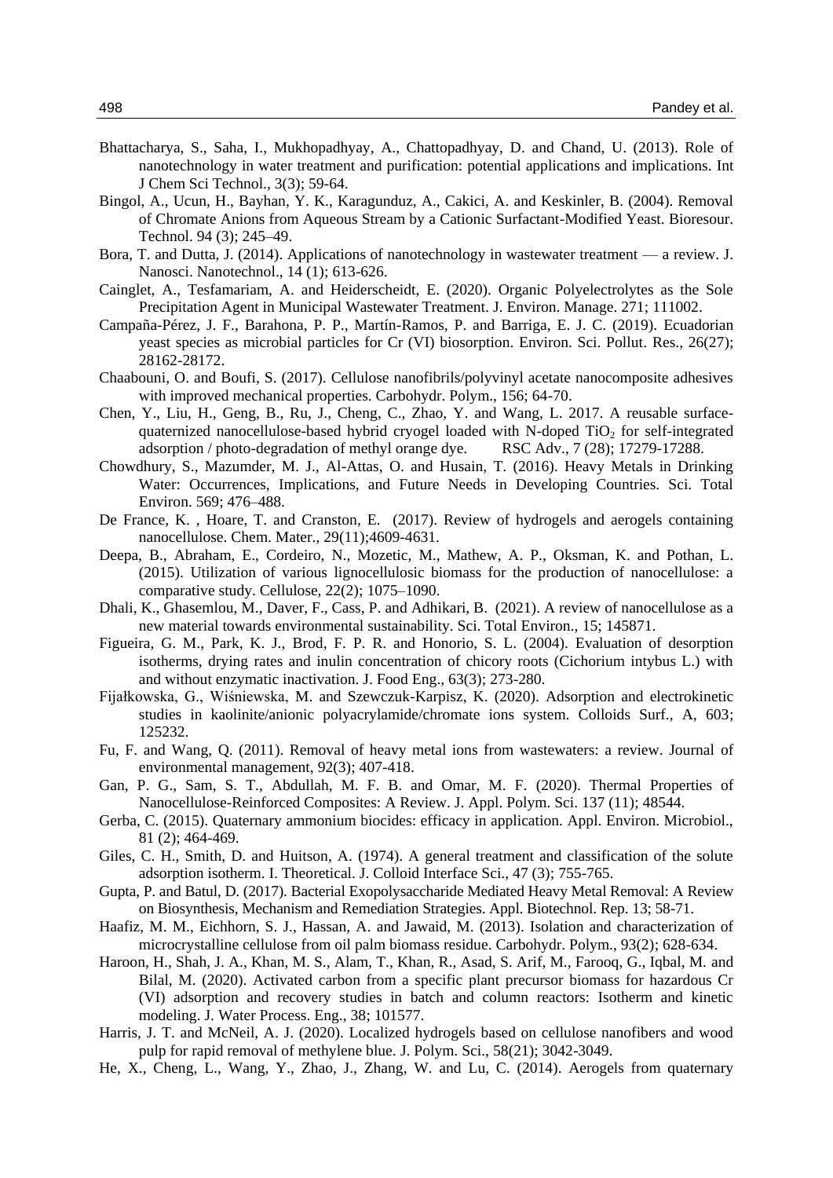Bhattacharya, S., Saha, I., Mukhopadhyay, A., Chattopadhyay, D. and Chand, U. (2013). Role of nanotechnology in water treatment and purification: potential applications and implications. Int J Chem Sci Technol., 3(3); 59-64.

Bingol, A., Ucun, H., Bayhan, Y. K., Karagunduz, A., Cakici, A. and Keskinler, B. (2004). Removal of Chromate Anions from Aqueous Stream by a Cationic Surfactant-Modified Yeast. Bioresour. Technol. 94 (3); 245–49.

Bora, T. and Dutta, J. (2014). Applications of nanotechnology in wastewater treatment — a review. J. Nanosci. Nanotechnol., 14 (1); 613-626.

Cainglet, A., Tesfamariam, A. and Heiderscheidt, E. (2020). Organic Polyelectrolytes as the Sole Precipitation Agent in Municipal Wastewater Treatment. J. Environ. Manage. 271; 111002.

Campaña-Pérez, J. F., Barahona, P. P., Martín-Ramos, P. and Barriga, E. J. C. (2019). Ecuadorian yeast species as microbial particles for Cr (VI) biosorption. Environ. Sci. Pollut. Res., 26(27); 28162-28172.

Chaabouni, O. and Boufi, S. (2017). Cellulose nanofibrils/polyvinyl acetate nanocomposite adhesives with improved mechanical properties. Carbohydr. Polym., 156; 64-70.

Chen, Y., Liu, H., Geng, B., Ru, J., Cheng, C., Zhao, Y. and Wang, L. 2017. A reusable surface-quaternized nanocellulose-based hybrid cryogel loaded with N-doped $TiO_2$ for self-integrated adsorption / photo-degradation of methyl orange dye. RSC Adv., 7 (28); 17279-17288.

Chowdhury, S., Mazumder, M. J., Al-Attas, O. and Husain, T. (2016). Heavy Metals in Drinking Water: Occurrences, Implications, and Future Needs in Developing Countries. Sci. Total Environ. 569; 476–488.

De France, K. , Hoare, T. and Cranston, E. (2017). Review of hydrogels and aerogels containing nanocellulose. Chem. Mater., 29(11);4609-4631.

Deepa, B., Abraham, E., Cordeiro, N., Mozetic, M., Mathew, A. P., Oksman, K. and Pothan, L. (2015). Utilization of various lignocellulosic biomass for the production of nanocellulose: a comparative study. Cellulose, 22(2); 1075–1090.

Dhali, K., Ghasemlou, M., Daver, F., Cass, P. and Adhikari, B. (2021). A review of nanocellulose as a new material towards environmental sustainability. Sci. Total Environ., 15; 145871.

Figueira, G. M., Park, K. J., Brod, F. P. R. and Honorio, S. L. (2004). Evaluation of desorption isotherms, drying rates and inulin concentration of chicory roots (Cichorium intybus L.) with and without enzymatic inactivation. J. Food Eng., 63(3); 273-280.

Fijałkowska, G., Wiśniewska, M. and Szewczuk-Karpisz, K. (2020). Adsorption and electrokinetic studies in kaolinite/anionic polyacrylamide/chromate ions system. Colloids Surf., A, 603; 125232.

Fu, F. and Wang, Q. (2011). Removal of heavy metal ions from wastewaters: a review. Journal of environmental management, 92(3); 407-418.

Gan, P. G., Sam, S. T., Abdullah, M. F. B. and Omar, M. F. (2020). Thermal Properties of Nanocellulose-Reinforced Composites: A Review. J. Appl. Polym. Sci. 137 (11); 48544.

Gerba, C. (2015). Quaternary ammonium biocides: efficacy in application. Appl. Environ. Microbiol., 81 (2); 464-469.

Giles, C. H., Smith, D. and Huitson, A. (1974). A general treatment and classification of the solute adsorption isotherm. I. Theoretical. J. Colloid Interface Sci., 47 (3); 755-765.

Gupta, P. and Batul, D. (2017). Bacterial Exopolysaccharide Mediated Heavy Metal Removal: A Review on Biosynthesis, Mechanism and Remediation Strategies. Appl. Biotechnol. Rep. 13; 58-71.

Haafiz, M. M., Eichhorn, S. J., Hassan, A. and Jawaid, M. (2013). Isolation and characterization of microcrystalline cellulose from oil palm biomass residue. Carbohydr. Polym., 93(2); 628-634.

Haroon, H., Shah, J. A., Khan, M. S., Alam, T., Khan, R., Asad, S. Arif, M., Farooq, G., Iqbal, M. and Bilal, M. (2020). Activated carbon from a specific plant precursor biomass for hazardous Cr (VI) adsorption and recovery studies in batch and column reactors: Isotherm and kinetic modeling. J. Water Process. Eng., 38; 101577.

Harris, J. T. and McNeil, A. J. (2020). Localized hydrogels based on cellulose nanofibers and wood pulp for rapid removal of methylene blue. J. Polym. Sci., 58(21); 3042-3049.

He, X., Cheng, L., Wang, Y., Zhao, J., Zhang, W. and Lu, C. (2014). Aerogels from quaternary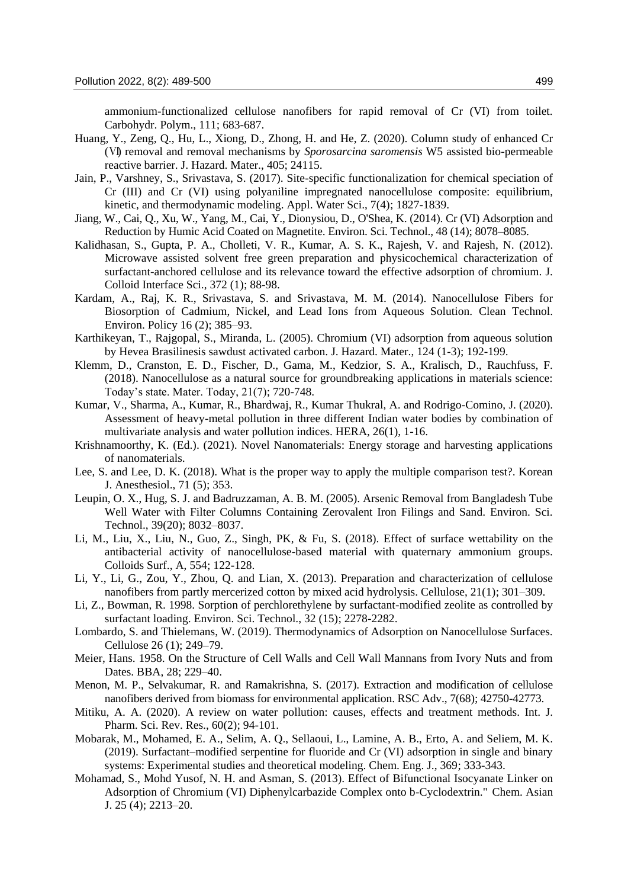ammonium-functionalized cellulose nanofibers for rapid removal of Cr (VI) from toilet. Carbohydr. Polym., 111; 683-687.

Huang, Y., Zeng, Q., Hu, L., Xiong, D., Zhong, H. and He, Z. (2020). Column study of enhanced Cr (Ⅵ) removal and removal mechanisms by *Sporosarcina saromensis* W5 assisted bio-permeable reactive barrier. J. Hazard. Mater., 405; 24115.

Jain, P., Varshney, S., Srivastava, S. (2017). Site-specific functionalization for chemical speciation of Cr (III) and Cr (VI) using polyaniline impregnated nanocellulose composite: equilibrium, kinetic, and thermodynamic modeling. Appl. Water Sci., 7(4); 1827-1839.

Jiang, W., Cai, Q., Xu, W., Yang, M., Cai, Y., Dionysiou, D., O'Shea, K. (2014). Cr (VI) Adsorption and Reduction by Humic Acid Coated on Magnetite. Environ. Sci. Technol., 48 (14); 8078–8085.

Kalidhasan, S., Gupta, P. A., Cholleti, V. R., Kumar, A. S. K., Rajesh, V. and Rajesh, N. (2012). Microwave assisted solvent free green preparation and physicochemical characterization of surfactant-anchored cellulose and its relevance toward the effective adsorption of chromium. J. Colloid Interface Sci., 372 (1); 88-98.

Kardam, A., Raj, K. R., Srivastava, S. and Srivastava, M. M. (2014). Nanocellulose Fibers for Biosorption of Cadmium, Nickel, and Lead Ions from Aqueous Solution. Clean Technol. Environ. Policy 16 (2); 385–93.

Karthikeyan, T., Rajgopal, S., Miranda, L. (2005). Chromium (VI) adsorption from aqueous solution by Hevea Brasilinesis sawdust activated carbon. J. Hazard. Mater., 124 (1-3); 192-199.

Klemm, D., Cranston, E. D., Fischer, D., Gama, M., Kedzior, S. A., Kralisch, D., Rauchfuss, F. (2018). Nanocellulose as a natural source for groundbreaking applications in materials science: Today's state. Mater. Today, 21(7); 720-748.

Kumar, V., Sharma, A., Kumar, R., Bhardwaj, R., Kumar Thukral, A. and Rodrigo-Comino, J. (2020). Assessment of heavy-metal pollution in three different Indian water bodies by combination of multivariate analysis and water pollution indices. HERA, 26(1), 1-16.

Krishnamoorthy, K. (Ed.). (2021). Novel Nanomaterials: Energy storage and harvesting applications of nanomaterials.

Lee, S. and Lee, D. K. (2018). What is the proper way to apply the multiple comparison test?. Korean J. Anesthesiol., 71 (5); 353.

Leupin, O. X., Hug, S. J. and Badruzzaman, A. B. M. (2005). Arsenic Removal from Bangladesh Tube Well Water with Filter Columns Containing Zerovalent Iron Filings and Sand. Environ. Sci. Technol., 39(20); 8032–8037.

Li, M., Liu, X., Liu, N., Guo, Z., Singh, PK, & Fu, S. (2018). Effect of surface wettability on the antibacterial activity of nanocellulose-based material with quaternary ammonium groups. Colloids Surf., A, 554; 122-128.

Li, Y., Li, G., Zou, Y., Zhou, Q. and Lian, X. (2013). Preparation and characterization of cellulose nanofibers from partly mercerized cotton by mixed acid hydrolysis. Cellulose, 21(1); 301–309.

Li, Z., Bowman, R. 1998. Sorption of perchlorethylene by surfactant-modified zeolite as controlled by surfactant loading. Environ. Sci. Technol., 32 (15); 2278-2282.

Lombardo, S. and Thielemans, W. (2019). Thermodynamics of Adsorption on Nanocellulose Surfaces. Cellulose 26 (1); 249–79.

Meier, Hans. 1958. On the Structure of Cell Walls and Cell Wall Mannans from Ivory Nuts and from Dates. BBA, 28; 229–40.

Menon, M. P., Selvakumar, R. and Ramakrishna, S. (2017). Extraction and modification of cellulose nanofibers derived from biomass for environmental application. RSC Adv., 7(68); 42750-42773.

Mitiku, A. A. (2020). A review on water pollution: causes, effects and treatment methods. Int. J. Pharm. Sci. Rev. Res., 60(2); 94-101.

Mobarak, M., Mohamed, E. A., Selim, A. Q., Sellaoui, L., Lamine, A. B., Erto, A. and Seliem, M. K. (2019). Surfactant–modified serpentine for fluoride and Cr (VI) adsorption in single and binary systems: Experimental studies and theoretical modeling. Chem. Eng. J., 369; 333-343.

Mohamad, S., Mohd Yusof, N. H. and Asman, S. (2013). Effect of Bifunctional Isocyanate Linker on Adsorption of Chromium (VI) Diphenylcarbazide Complex onto b-Cyclodextrin." Chem. Asian J. 25 (4); 2213–20.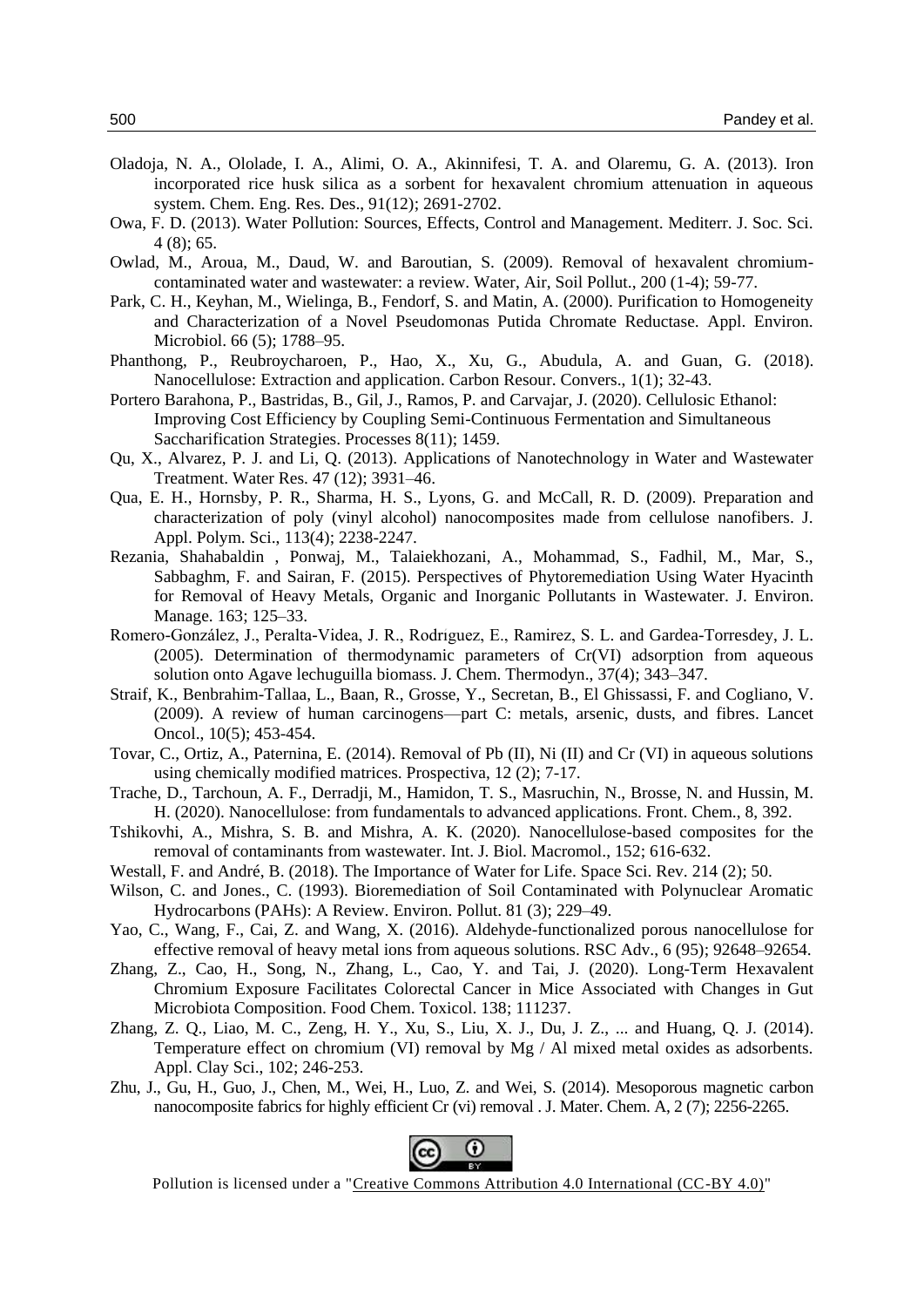Oladoja, N. A., Ololade, I. A., Alimi, O. A., Akinnifesi, T. A. and Olaremu, G. A. (2013). Iron incorporated rice husk silica as a sorbent for hexavalent chromium attenuation in aqueous system. Chem. Eng. Res. Des., 91(12); 2691-2702.

Owa, F. D. (2013). Water Pollution: Sources, Effects, Control and Management. Mediterr. J. Soc. Sci. 4 (8); 65.

Owlad, M., Aroua, M., Daud, W. and Baroutian, S. (2009). Removal of hexavalent chromium-contaminated water and wastewater: a review. Water, Air, Soil Pollut., 200 (1-4); 59-77.

Park, C. H., Keyhan, M., Wielinga, B., Fendorf, S. and Matin, A. (2000). Purification to Homogeneity and Characterization of a Novel Pseudomonas Putida Chromate Reductase. Appl. Environ. Microbiol. 66 (5); 1788–95.

Phanthong, P., Reubroycharoen, P., Hao, X., Xu, G., Abudula, A. and Guan, G. (2018). Nanocellulose: Extraction and application. Carbon Resour. Convers., 1(1); 32-43.

Portero Barahona, P., Bastridas, B., Gil, J., Ramos, P. and Carvajar, J. (2020). Cellulosic Ethanol: Improving Cost Efficiency by Coupling Semi-Continuous Fermentation and Simultaneous Saccharification Strategies. Processes 8(11); 1459.

Qu, X., Alvarez, P. J. and Li, Q. (2013). Applications of Nanotechnology in Water and Wastewater Treatment. Water Res. 47 (12); 3931–46.

Qua, E. H., Hornsby, P. R., Sharma, H. S., Lyons, G. and McCall, R. D. (2009). Preparation and characterization of poly (vinyl alcohol) nanocomposites made from cellulose nanofibers. J. Appl. Polym. Sci., 113(4); 2238-2247.

Rezania, Shahabaldin , Ponwaj, M., Talaiekhozani, A., Mohammad, S., Fadhil, M., Mar, S., Sabbaghm, F. and Sairan, F. (2015). Perspectives of Phytoremediation Using Water Hyacinth for Removal of Heavy Metals, Organic and Inorganic Pollutants in Wastewater. J. Environ. Manage. 163; 125–33.

Romero-González, J., Peralta-Videa, J. R., Rodrıguez, E., Ramirez, S. L. and Gardea-Torresdey, J. L. (2005). Determination of thermodynamic parameters of Cr(VI) adsorption from aqueous solution onto Agave lechuguilla biomass. J. Chem. Thermodyn., 37(4); 343–347.

Straif, K., Benbrahim-Tallaa, L., Baan, R., Grosse, Y., Secretan, B., El Ghissassi, F. and Cogliano, V. (2009). A review of human carcinogens—part C: metals, arsenic, dusts, and fibres. Lancet Oncol., 10(5); 453-454.

Tovar, C., Ortiz, A., Paternina, E. (2014). Removal of Pb (II), Ni (II) and Cr (VI) in aqueous solutions using chemically modified matrices. Prospectiva, 12 (2); 7-17.

Trache, D., Tarchoun, A. F., Derradji, M., Hamidon, T. S., Masruchin, N., Brosse, N. and Hussin, M. H. (2020). Nanocellulose: from fundamentals to advanced applications. Front. Chem., 8, 392.

Tshikovhi, A., Mishra, S. B. and Mishra, A. K. (2020). Nanocellulose-based composites for the removal of contaminants from wastewater. Int. J. Biol. Macromol., 152; 616-632.

Westall, F. and André, B. (2018). The Importance of Water for Life. Space Sci. Rev. 214 (2); 50.

Wilson, C. and Jones., C. (1993). Bioremediation of Soil Contaminated with Polynuclear Aromatic Hydrocarbons (PAHs): A Review. Environ. Pollut. 81 (3); 229–49.

Yao, C., Wang, F., Cai, Z. and Wang, X. (2016). Aldehyde-functionalized porous nanocellulose for effective removal of heavy metal ions from aqueous solutions. RSC Adv., 6 (95); 92648–92654.

Zhang, Z., Cao, H., Song, N., Zhang, L., Cao, Y. and Tai, J. (2020). Long-Term Hexavalent Chromium Exposure Facilitates Colorectal Cancer in Mice Associated with Changes in Gut Microbiota Composition. Food Chem. Toxicol. 138; 111237.

Zhang, Z. Q., Liao, M. C., Zeng, H. Y., Xu, S., Liu, X. J., Du, J. Z., ... and Huang, Q. J. (2014). Temperature effect on chromium (VI) removal by Mg / Al mixed metal oxides as adsorbents. Appl. Clay Sci., 102; 246-253.

Zhu, J., Gu, H., Guo, J., Chen, M., Wei, H., Luo, Z. and Wei, S. (2014). Mesoporous magnetic carbon nanocomposite fabrics for highly efficient Cr (vi) removal . J. Mater. Chem. A, 2 (7); 2256-2265.

Pollution is licensed under a "Creative Commons Attribution 4.0 International (CC-BY 4.0)"